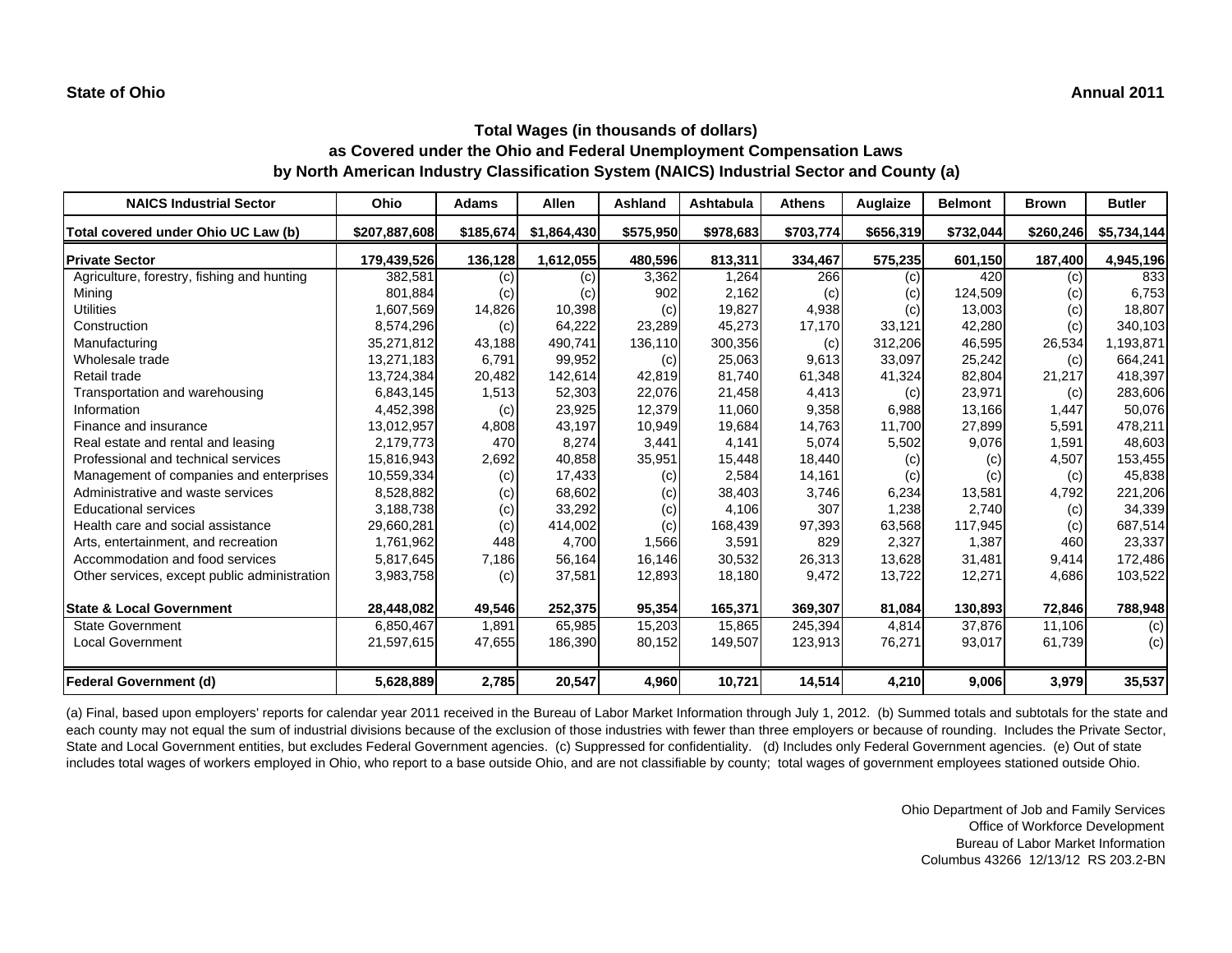**State of Ohio** **Annual 2011**

## Total Wages (in thousands of dollars)
## as Covered under the Ohio and Federal Unemployment Compensation Laws
## by North American Industry Classification System (NAICS) Industrial Sector and County (a)

| NAICS Industrial Sector | Ohio | Adams | Allen | Ashland | Ashtabula | Athens | Auglaize | Belmont | Brown | Butler |
|---|---|---|---|---|---|---|---|---|---|---|
| Total covered under Ohio UC Law (b) | $207,887,608 | $185,674 | $1,864,430 | $575,950 | $978,683 | $703,774 | $656,319 | $732,044 | $260,246 | $5,734,144 |
| **Private Sector** | **179,439,526** | **136,128** | **1,612,055** | **480,596** | **813,311** | **334,467** | **575,235** | **601,150** | **187,400** | **4,945,196** |
| Agriculture, forestry, fishing and hunting | 382,581 | (c) | (c) | 3,362 | 1,264 | 266 | (c) | 420 | (c) | 833 |
| Mining | 801,884 | (c) | (c) | 902 | 2,162 | (c) | (c) | 124,509 | (c) | 6,753 |
| Utilities | 1,607,569 | 14,826 | 10,398 | (c) | 19,827 | 4,938 | (c) | 13,003 | (c) | 18,807 |
| Construction | 8,574,296 | (c) | 64,222 | 23,289 | 45,273 | 17,170 | 33,121 | 42,280 | (c) | 340,103 |
| Manufacturing | 35,271,812 | 43,188 | 490,741 | 136,110 | 300,356 | (c) | 312,206 | 46,595 | 26,534 | 1,193,871 |
| Wholesale trade | 13,271,183 | 6,791 | 99,952 | (c) | 25,063 | 9,613 | 33,097 | 25,242 | (c) | 664,241 |
| Retail trade | 13,724,384 | 20,482 | 142,614 | 42,819 | 81,740 | 61,348 | 41,324 | 82,804 | 21,217 | 418,397 |
| Transportation and warehousing | 6,843,145 | 1,513 | 52,303 | 22,076 | 21,458 | 4,413 | (c) | 23,971 | (c) | 283,606 |
| Information | 4,452,398 | (c) | 23,925 | 12,379 | 11,060 | 9,358 | 6,988 | 13,166 | 1,447 | 50,076 |
| Finance and insurance | 13,012,957 | 4,808 | 43,197 | 10,949 | 19,684 | 14,763 | 11,700 | 27,899 | 5,591 | 478,211 |
| Real estate and rental and leasing | 2,179,773 | 470 | 8,274 | 3,441 | 4,141 | 5,074 | 5,502 | 9,076 | 1,591 | 48,603 |
| Professional and technical services | 15,816,943 | 2,692 | 40,858 | 35,951 | 15,448 | 18,440 | (c) | (c) | 4,507 | 153,455 |
| Management of companies and enterprises | 10,559,334 | (c) | 17,433 | (c) | 2,584 | 14,161 | (c) | (c) | (c) | 45,838 |
| Administrative and waste services | 8,528,882 | (c) | 68,602 | (c) | 38,403 | 3,746 | 6,234 | 13,581 | 4,792 | 221,206 |
| Educational services | 3,188,738 | (c) | 33,292 | (c) | 4,106 | 307 | 1,238 | 2,740 | (c) | 34,339 |
| Health care and social assistance | 29,660,281 | (c) | 414,002 | (c) | 168,439 | 97,393 | 63,568 | 117,945 | (c) | 687,514 |
| Arts, entertainment, and recreation | 1,761,962 | 448 | 4,700 | 1,566 | 3,591 | 829 | 2,327 | 1,387 | 460 | 23,337 |
| Accommodation and food services | 5,817,645 | 7,186 | 56,164 | 16,146 | 30,532 | 26,313 | 13,628 | 31,481 | 9,414 | 172,486 |
| Other services, except public administration | 3,983,758 | (c) | 37,581 | 12,893 | 18,180 | 9,472 | 13,722 | 12,271 | 4,686 | 103,522 |
| **State & Local Government** | **28,448,082** | **49,546** | **252,375** | **95,354** | **165,371** | **369,307** | **81,084** | **130,893** | **72,846** | **788,948** |
| State Government | 6,850,467 | 1,891 | 65,985 | 15,203 | 15,865 | 245,394 | 4,814 | 37,876 | 11,106 | (c) |
| Local Government | 21,597,615 | 47,655 | 186,390 | 80,152 | 149,507 | 123,913 | 76,271 | 93,017 | 61,739 | (c) |
| **Federal Government (d)** | **5,628,889** | **2,785** | **20,547** | **4,960** | **10,721** | **14,514** | **4,210** | **9,006** | **3,979** | **35,537** |

(a) Final, based upon employers' reports for calendar year 2011 received in the Bureau of Labor Market Information through July 1, 2012. (b) Summed totals and subtotals for the state and each county may not equal the sum of industrial divisions because of the exclusion of those industries with fewer than three employers or because of rounding. Includes the Private Sector, State and Local Government entities, but excludes Federal Government agencies. (c) Suppressed for confidentiality. (d) Includes only Federal Government agencies. (e) Out of state includes total wages of workers employed in Ohio, who report to a base outside Ohio, and are not classifiable by county; total wages of government employees stationed outside Ohio.

Ohio Department of Job and Family Services
Office of Workforce Development
Bureau of Labor Market Information
Columbus 43266 12/13/12 RS 203.2-BN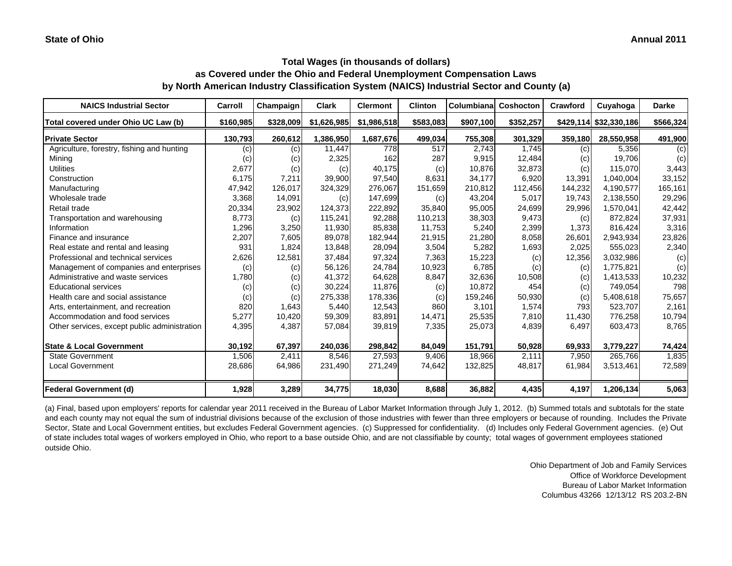**State of Ohio** **Annual 2011**

## Total Wages (in thousands of dollars) as Covered under the Ohio and Federal Unemployment Compensation Laws by North American Industry Classification System (NAICS) Industrial Sector and County (a)

| NAICS Industrial Sector | Carroll | Champaign | Clark | Clermont | Clinton | Columbiana | Coshocton | Crawford | Cuyahoga | Darke |
|---|---|---|---|---|---|---|---|---|---|---|
| Total covered under Ohio UC Law (b) | $160,985 | $328,009 | $1,626,985 | $1,986,518 | $583,083 | $907,100 | $352,257 | $429,114 | $32,330,186 | $566,324 |
| **Private Sector** | **130,793** | **260,612** | **1,386,950** | **1,687,676** | **499,034** | **755,308** | **301,329** | **359,180** | **28,550,958** | **491,900** |
| Agriculture, forestry, fishing and hunting | (c) | (c) | 11,447 | 778 | 517 | 2,743 | 1,745 | (c) | 5,356 | (c) |
| Mining | (c) | (c) | 2,325 | 162 | 287 | 9,915 | 12,484 | (c) | 19,706 | (c) |
| Utilities | 2,677 | (c) | (c) | 40,175 | (c) | 10,876 | 32,873 | (c) | 115,070 | 3,443 |
| Construction | 6,175 | 7,211 | 39,900 | 97,540 | 8,631 | 34,177 | 6,920 | 13,391 | 1,040,004 | 33,152 |
| Manufacturing | 47,942 | 126,017 | 324,329 | 276,067 | 151,659 | 210,812 | 112,456 | 144,232 | 4,190,577 | 165,161 |
| Wholesale trade | 3,368 | 14,091 | (c) | 147,699 | (c) | 43,204 | 5,017 | 19,743 | 2,138,550 | 29,296 |
| Retail trade | 20,334 | 23,902 | 124,373 | 222,892 | 35,840 | 95,005 | 24,699 | 29,996 | 1,570,041 | 42,442 |
| Transportation and warehousing | 8,773 | (c) | 115,241 | 92,288 | 110,213 | 38,303 | 9,473 | (c) | 872,824 | 37,931 |
| Information | 1,296 | 3,250 | 11,930 | 85,838 | 11,753 | 5,240 | 2,399 | 1,373 | 816,424 | 3,316 |
| Finance and insurance | 2,207 | 7,605 | 89,078 | 182,944 | 21,915 | 21,280 | 8,058 | 26,601 | 2,943,934 | 23,826 |
| Real estate and rental and leasing | 931 | 1,824 | 13,848 | 28,094 | 3,504 | 5,282 | 1,693 | 2,025 | 555,023 | 2,340 |
| Professional and technical services | 2,626 | 12,581 | 37,484 | 97,324 | 7,363 | 15,223 | (c) | 12,356 | 3,032,986 | (c) |
| Management of companies and enterprises | (c) | (c) | 56,126 | 24,784 | 10,923 | 6,785 | (c) | (c) | 1,775,821 | (c) |
| Administrative and waste services | 1,780 | (c) | 41,372 | 64,628 | 8,847 | 32,636 | 10,508 | (c) | 1,413,533 | 10,232 |
| Educational services | (c) | (c) | 30,224 | 11,876 | (c) | 10,872 | 454 | (c) | 749,054 | 798 |
| Health care and social assistance | (c) | (c) | 275,338 | 178,336 | (c) | 159,246 | 50,930 | (c) | 5,408,618 | 75,657 |
| Arts, entertainment, and recreation | 820 | 1,643 | 5,440 | 12,543 | 860 | 3,101 | 1,574 | 793 | 523,707 | 2,161 |
| Accommodation and food services | 5,277 | 10,420 | 59,309 | 83,891 | 14,471 | 25,535 | 7,810 | 11,430 | 776,258 | 10,794 |
| Other services, except public administration | 4,395 | 4,387 | 57,084 | 39,819 | 7,335 | 25,073 | 4,839 | 6,497 | 603,473 | 8,765 |
| **State & Local Government** | **30,192** | **67,397** | **240,036** | **298,842** | **84,049** | **151,791** | **50,928** | **69,933** | **3,779,227** | **74,424** |
| State Government | 1,506 | 2,411 | 8,546 | 27,593 | 9,406 | 18,966 | 2,111 | 7,950 | 265,766 | 1,835 |
| Local Government | 28,686 | 64,986 | 231,490 | 271,249 | 74,642 | 132,825 | 48,817 | 61,984 | 3,513,461 | 72,589 |
| **Federal Government (d)** | **1,928** | **3,289** | **34,775** | **18,030** | **8,688** | **36,882** | **4,435** | **4,197** | **1,206,134** | **5,063** |

(a) Final, based upon employers' reports for calendar year 2011 received in the Bureau of Labor Market Information through July 1, 2012. (b) Summed totals and subtotals for the state and each county may not equal the sum of industrial divisions because of the exclusion of those industries with fewer than three employers or because of rounding. Includes the Private Sector, State and Local Government entities, but excludes Federal Government agencies. (c) Suppressed for confidentiality. (d) Includes only Federal Government agencies. (e) Out of state includes total wages of workers employed in Ohio, who report to a base outside Ohio, and are not classifiable by county; total wages of government employees stationed outside Ohio.

Ohio Department of Job and Family Services
Office of Workforce Development
Bureau of Labor Market Information
Columbus 43266 12/13/12 RS 203.2-BN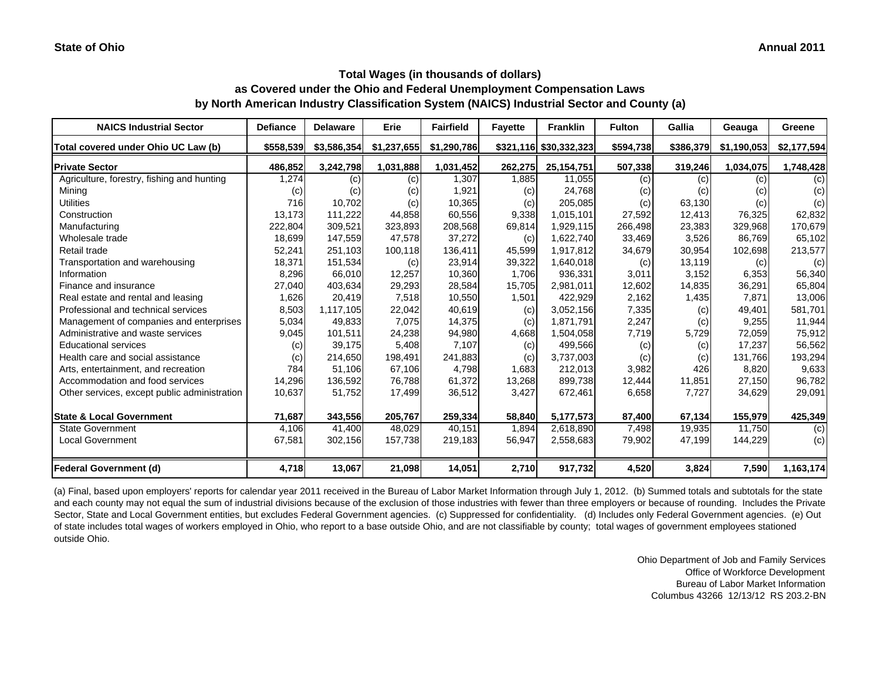State of Ohio

Annual 2011

## Total Wages (in thousands of dollars)
## as Covered under the Ohio and Federal Unemployment Compensation Laws
## by North American Industry Classification System (NAICS) Industrial Sector and County (a)

| NAICS Industrial Sector | Defiance | Delaware | Erie | Fairfield | Fayette | Franklin | Fulton | Gallia | Geauga | Greene |
|---|---|---|---|---|---|---|---|---|---|---|
| **Total covered under Ohio UC Law (b)** | **$558,539** | **$3,586,354** | **$1,237,655** | **$1,290,786** | **$321,116** | **$30,332,323** | **$594,738** | **$386,379** | **$1,190,053** | **$2,177,594** |
| **Private Sector** | **486,852** | **3,242,798** | **1,031,888** | **1,031,452** | **262,275** | **25,154,751** | **507,338** | **319,246** | **1,034,075** | **1,748,428** |
| Agriculture, forestry, fishing and hunting | 1,274 | (c) | (c) | 1,307 | 1,885 | 11,055 | (c) | (c) | (c) | (c) |
| Mining | (c) | (c) | (c) | 1,921 | (c) | 24,768 | (c) | (c) | (c) | (c) |
| Utilities | 716 | 10,702 | (c) | 10,365 | (c) | 205,085 | (c) | 63,130 | (c) | (c) |
| Construction | 13,173 | 111,222 | 44,858 | 60,556 | 9,338 | 1,015,101 | 27,592 | 12,413 | 76,325 | 62,832 |
| Manufacturing | 222,804 | 309,521 | 323,893 | 208,568 | 69,814 | 1,929,115 | 266,498 | 23,383 | 329,968 | 170,679 |
| Wholesale trade | 18,699 | 147,559 | 47,578 | 37,272 | (c) | 1,622,740 | 33,469 | 3,526 | 86,769 | 65,102 |
| Retail trade | 52,241 | 251,103 | 100,118 | 136,411 | 45,599 | 1,917,812 | 34,679 | 30,954 | 102,698 | 213,577 |
| Transportation and warehousing | 18,371 | 151,534 | (c) | 23,914 | 39,322 | 1,640,018 | (c) | 13,119 | (c) | (c) |
| Information | 8,296 | 66,010 | 12,257 | 10,360 | 1,706 | 936,331 | 3,011 | 3,152 | 6,353 | 56,340 |
| Finance and insurance | 27,040 | 403,634 | 29,293 | 28,584 | 15,705 | 2,981,011 | 12,602 | 14,835 | 36,291 | 65,804 |
| Real estate and rental and leasing | 1,626 | 20,419 | 7,518 | 10,550 | 1,501 | 422,929 | 2,162 | 1,435 | 7,871 | 13,006 |
| Professional and technical services | 8,503 | 1,117,105 | 22,042 | 40,619 | (c) | 3,052,156 | 7,335 | (c) | 49,401 | 581,701 |
| Management of companies and enterprises | 5,034 | 49,833 | 7,075 | 14,375 | (c) | 1,871,791 | 2,247 | (c) | 9,255 | 11,944 |
| Administrative and waste services | 9,045 | 101,511 | 24,238 | 94,980 | 4,668 | 1,504,058 | 7,719 | 5,729 | 72,059 | 75,912 |
| Educational services | (c) | 39,175 | 5,408 | 7,107 | (c) | 499,566 | (c) | (c) | 17,237 | 56,562 |
| Health care and social assistance | (c) | 214,650 | 198,491 | 241,883 | (c) | 3,737,003 | (c) | (c) | 131,766 | 193,294 |
| Arts, entertainment, and recreation | 784 | 51,106 | 67,106 | 4,798 | 1,683 | 212,013 | 3,982 | 426 | 8,820 | 9,633 |
| Accommodation and food services | 14,296 | 136,592 | 76,788 | 61,372 | 13,268 | 899,738 | 12,444 | 11,851 | 27,150 | 96,782 |
| Other services, except public administration | 10,637 | 51,752 | 17,499 | 36,512 | 3,427 | 672,461 | 6,658 | 7,727 | 34,629 | 29,091 |
| **State & Local Government** | **71,687** | **343,556** | **205,767** | **259,334** | **58,840** | **5,177,573** | **87,400** | **67,134** | **155,979** | **425,349** |
| State Government | 4,106 | 41,400 | 48,029 | 40,151 | 1,894 | 2,618,890 | 7,498 | 19,935 | 11,750 | (c) |
| Local Government | 67,581 | 302,156 | 157,738 | 219,183 | 56,947 | 2,558,683 | 79,902 | 47,199 | 144,229 | (c) |
| **Federal Government (d)** | **4,718** | **13,067** | **21,098** | **14,051** | **2,710** | **917,732** | **4,520** | **3,824** | **7,590** | **1,163,174** |

(a) Final, based upon employers' reports for calendar year 2011 received in the Bureau of Labor Market Information through July 1, 2012. (b) Summed totals and subtotals for the state and each county may not equal the sum of industrial divisions because of the exclusion of those industries with fewer than three employers or because of rounding. Includes the Private Sector, State and Local Government entities, but excludes Federal Government agencies. (c) Suppressed for confidentiality. (d) Includes only Federal Government agencies. (e) Out of state includes total wages of workers employed in Ohio, who report to a base outside Ohio, and are not classifiable by county; total wages of government employees stationed outside Ohio.

Ohio Department of Job and Family Services
Office of Workforce Development
Bureau of Labor Market Information
Columbus 43266 12/13/12 RS 203.2-BN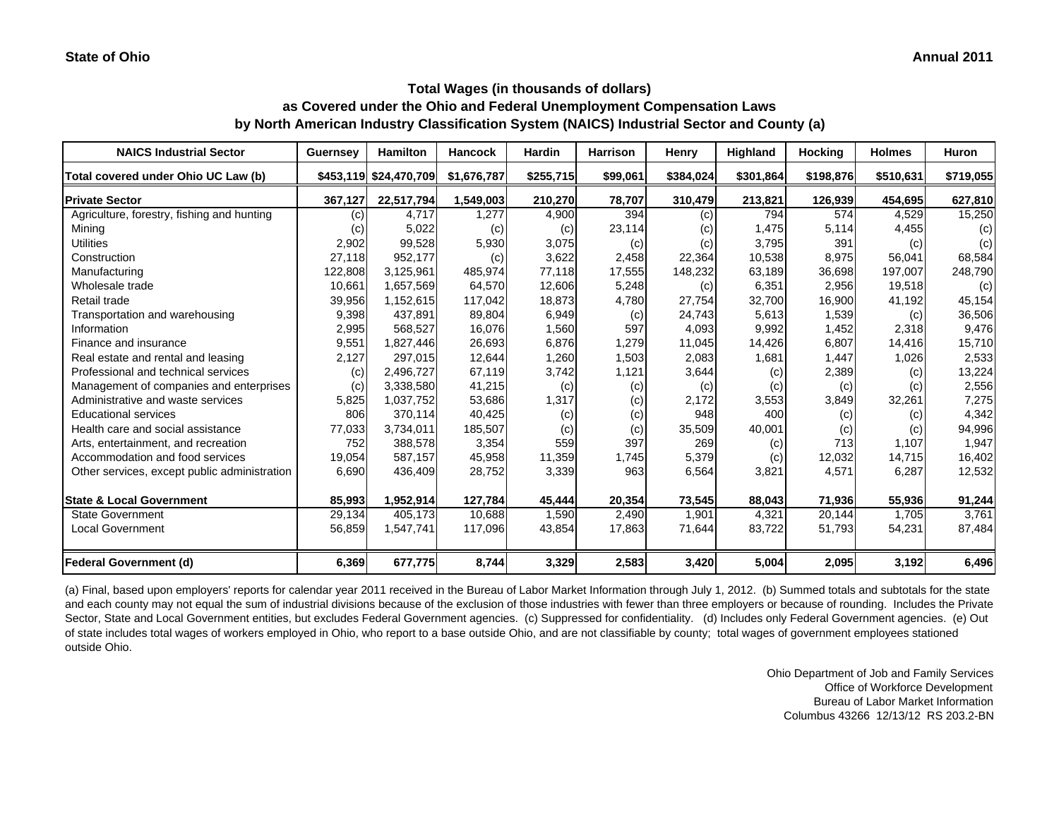State of Ohio

Annual 2011

## Total Wages (in thousands of dollars)
## as Covered under the Ohio and Federal Unemployment Compensation Laws
## by North American Industry Classification System (NAICS) Industrial Sector and County (a)

| NAICS Industrial Sector | Guernsey | Hamilton | Hancock | Hardin | Harrison | Henry | Highland | Hocking | Holmes | Huron |
|---|---|---|---|---|---|---|---|---|---|---|
| Total covered under Ohio UC Law (b) | $453,119 | $24,470,709 | $1,676,787 | $255,715 | $99,061 | $384,024 | $301,864 | $198,876 | $510,631 | $719,055 |
| **Private Sector** | **367,127** | **22,517,794** | **1,549,003** | **210,270** | **78,707** | **310,479** | **213,821** | **126,939** | **454,695** | **627,810** |
| Agriculture, forestry, fishing and hunting | (c) | 4,717 | 1,277 | 4,900 | 394 | (c) | 794 | 574 | 4,529 | 15,250 |
| Mining | (c) | 5,022 | (c) | (c) | 23,114 | (c) | 1,475 | 5,114 | 4,455 | (c) |
| Utilities | 2,902 | 99,528 | 5,930 | 3,075 | (c) | (c) | 3,795 | 391 | (c) | (c) |
| Construction | 27,118 | 952,177 | (c) | 3,622 | 2,458 | 22,364 | 10,538 | 8,975 | 56,041 | 68,584 |
| Manufacturing | 122,808 | 3,125,961 | 485,974 | 77,118 | 17,555 | 148,232 | 63,189 | 36,698 | 197,007 | 248,790 |
| Wholesale trade | 10,661 | 1,657,569 | 64,570 | 12,606 | 5,248 | (c) | 6,351 | 2,956 | 19,518 | (c) |
| Retail trade | 39,956 | 1,152,615 | 117,042 | 18,873 | 4,780 | 27,754 | 32,700 | 16,900 | 41,192 | 45,154 |
| Transportation and warehousing | 9,398 | 437,891 | 89,804 | 6,949 | (c) | 24,743 | 5,613 | 1,539 | (c) | 36,506 |
| Information | 2,995 | 568,527 | 16,076 | 1,560 | 597 | 4,093 | 9,992 | 1,452 | 2,318 | 9,476 |
| Finance and insurance | 9,551 | 1,827,446 | 26,693 | 6,876 | 1,279 | 11,045 | 14,426 | 6,807 | 14,416 | 15,710 |
| Real estate and rental and leasing | 2,127 | 297,015 | 12,644 | 1,260 | 1,503 | 2,083 | 1,681 | 1,447 | 1,026 | 2,533 |
| Professional and technical services | (c) | 2,496,727 | 67,119 | 3,742 | 1,121 | 3,644 | (c) | 2,389 | (c) | 13,224 |
| Management of companies and enterprises | (c) | 3,338,580 | 41,215 | (c) | (c) | (c) | (c) | (c) | (c) | 2,556 |
| Administrative and waste services | 5,825 | 1,037,752 | 53,686 | 1,317 | (c) | 2,172 | 3,553 | 3,849 | 32,261 | 7,275 |
| Educational services | 806 | 370,114 | 40,425 | (c) | (c) | 948 | 400 | (c) | (c) | 4,342 |
| Health care and social assistance | 77,033 | 3,734,011 | 185,507 | (c) | (c) | 35,509 | 40,001 | (c) | (c) | 94,996 |
| Arts, entertainment, and recreation | 752 | 388,578 | 3,354 | 559 | 397 | 269 | (c) | 713 | 1,107 | 1,947 |
| Accommodation and food services | 19,054 | 587,157 | 45,958 | 11,359 | 1,745 | 5,379 | (c) | 12,032 | 14,715 | 16,402 |
| Other services, except public administration | 6,690 | 436,409 | 28,752 | 3,339 | 963 | 6,564 | 3,821 | 4,571 | 6,287 | 12,532 |
| **State & Local Government** | **85,993** | **1,952,914** | **127,784** | **45,444** | **20,354** | **73,545** | **88,043** | **71,936** | **55,936** | **91,244** |
| State Government | 29,134 | 405,173 | 10,688 | 1,590 | 2,490 | 1,901 | 4,321 | 20,144 | 1,705 | 3,761 |
| Local Government | 56,859 | 1,547,741 | 117,096 | 43,854 | 17,863 | 71,644 | 83,722 | 51,793 | 54,231 | 87,484 |
| **Federal Government (d)** | **6,369** | **677,775** | **8,744** | **3,329** | **2,583** | **3,420** | **5,004** | **2,095** | **3,192** | **6,496** |

(a) Final, based upon employers' reports for calendar year 2011 received in the Bureau of Labor Market Information through July 1, 2012. (b) Summed totals and subtotals for the state and each county may not equal the sum of industrial divisions because of the exclusion of those industries with fewer than three employers or because of rounding. Includes the Private Sector, State and Local Government entities, but excludes Federal Government agencies. (c) Suppressed for confidentiality. (d) Includes only Federal Government agencies. (e) Out of state includes total wages of workers employed in Ohio, who report to a base outside Ohio, and are not classifiable by county; total wages of government employees stationed outside Ohio.

Ohio Department of Job and Family Services
Office of Workforce Development
Bureau of Labor Market Information
Columbus 43266 12/13/12 RS 203.2-BN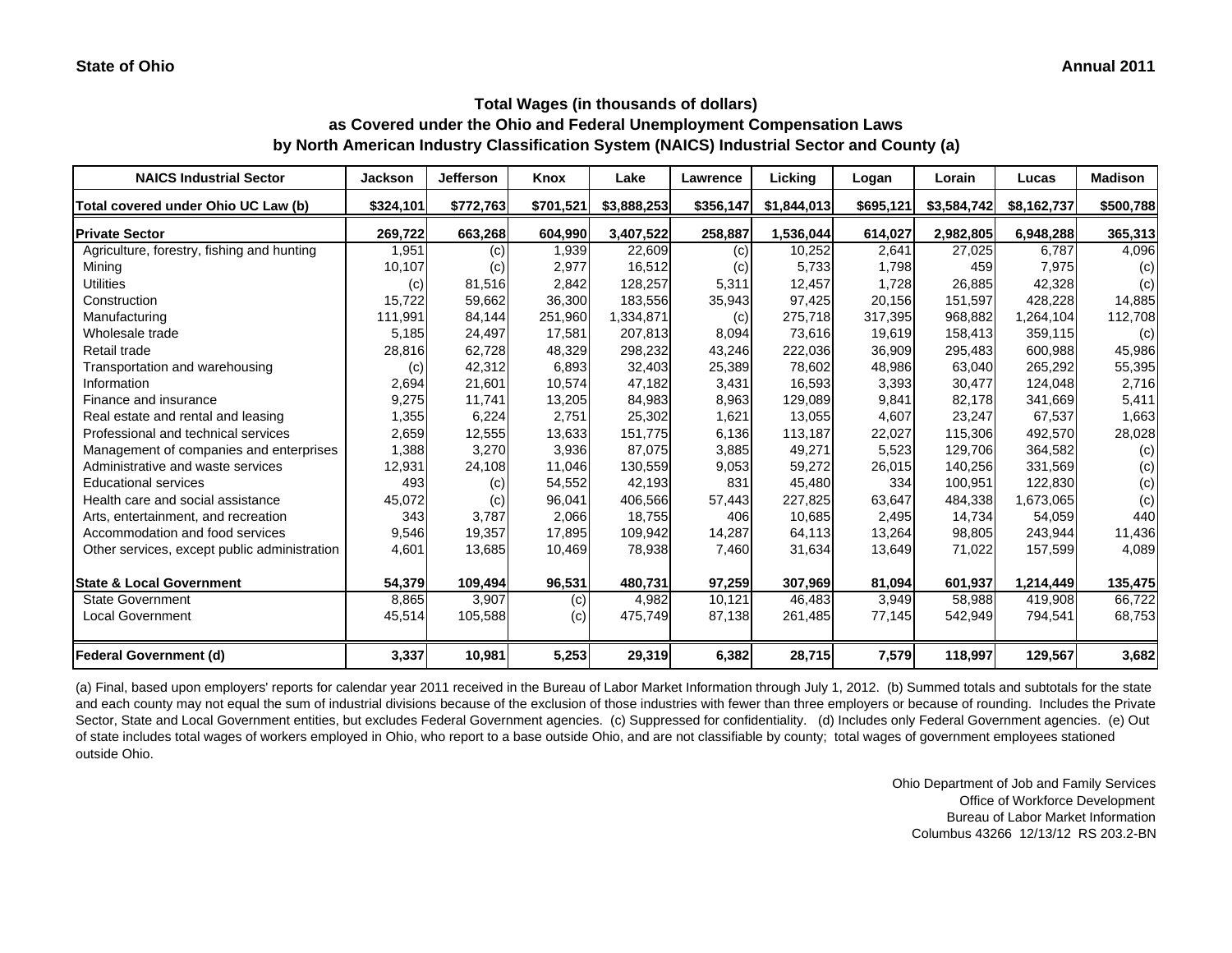**State of Ohio** **Annual 2011**

## Total Wages (in thousands of dollars) as Covered under the Ohio and Federal Unemployment Compensation Laws by North American Industry Classification System (NAICS) Industrial Sector and County (a)

| NAICS Industrial Sector | Jackson | Jefferson | Knox | Lake | Lawrence | Licking | Logan | Lorain | Lucas | Madison |
|---|---|---|---|---|---|---|---|---|---|---|
| Total covered under Ohio UC Law (b) | $324,101 | $772,763 | $701,521 | $3,888,253 | $356,147 | $1,844,013 | $695,121 | $3,584,742 | $8,162,737 | $500,788 |
| **Private Sector** | **269,722** | **663,268** | **604,990** | **3,407,522** | **258,887** | **1,536,044** | **614,027** | **2,982,805** | **6,948,288** | **365,313** |
| Agriculture, forestry, fishing and hunting | 1,951 | (c) | 1,939 | 22,609 | (c) | 10,252 | 2,641 | 27,025 | 6,787 | 4,096 |
| Mining | 10,107 | (c) | 2,977 | 16,512 | (c) | 5,733 | 1,798 | 459 | 7,975 | (c) |
| Utilities | (c) | 81,516 | 2,842 | 128,257 | 5,311 | 12,457 | 1,728 | 26,885 | 42,328 | (c) |
| Construction | 15,722 | 59,662 | 36,300 | 183,556 | 35,943 | 97,425 | 20,156 | 151,597 | 428,228 | 14,885 |
| Manufacturing | 111,991 | 84,144 | 251,960 | 1,334,871 | (c) | 275,718 | 317,395 | 968,882 | 1,264,104 | 112,708 |
| Wholesale trade | 5,185 | 24,497 | 17,581 | 207,813 | 8,094 | 73,616 | 19,619 | 158,413 | 359,115 | (c) |
| Retail trade | 28,816 | 62,728 | 48,329 | 298,232 | 43,246 | 222,036 | 36,909 | 295,483 | 600,988 | 45,986 |
| Transportation and warehousing | (c) | 42,312 | 6,893 | 32,403 | 25,389 | 78,602 | 48,986 | 63,040 | 265,292 | 55,395 |
| Information | 2,694 | 21,601 | 10,574 | 47,182 | 3,431 | 16,593 | 3,393 | 30,477 | 124,048 | 2,716 |
| Finance and insurance | 9,275 | 11,741 | 13,205 | 84,983 | 8,963 | 129,089 | 9,841 | 82,178 | 341,669 | 5,411 |
| Real estate and rental and leasing | 1,355 | 6,224 | 2,751 | 25,302 | 1,621 | 13,055 | 4,607 | 23,247 | 67,537 | 1,663 |
| Professional and technical services | 2,659 | 12,555 | 13,633 | 151,775 | 6,136 | 113,187 | 22,027 | 115,306 | 492,570 | 28,028 |
| Management of companies and enterprises | 1,388 | 3,270 | 3,936 | 87,075 | 3,885 | 49,271 | 5,523 | 129,706 | 364,582 | (c) |
| Administrative and waste services | 12,931 | 24,108 | 11,046 | 130,559 | 9,053 | 59,272 | 26,015 | 140,256 | 331,569 | (c) |
| Educational services | 493 | (c) | 54,552 | 42,193 | 831 | 45,480 | 334 | 100,951 | 122,830 | (c) |
| Health care and social assistance | 45,072 | (c) | 96,041 | 406,566 | 57,443 | 227,825 | 63,647 | 484,338 | 1,673,065 | (c) |
| Arts, entertainment, and recreation | 343 | 3,787 | 2,066 | 18,755 | 406 | 10,685 | 2,495 | 14,734 | 54,059 | 440 |
| Accommodation and food services | 9,546 | 19,357 | 17,895 | 109,942 | 14,287 | 64,113 | 13,264 | 98,805 | 243,944 | 11,436 |
| Other services, except public administration | 4,601 | 13,685 | 10,469 | 78,938 | 7,460 | 31,634 | 13,649 | 71,022 | 157,599 | 4,089 |
| **State & Local Government** | **54,379** | **109,494** | **96,531** | **480,731** | **97,259** | **307,969** | **81,094** | **601,937** | **1,214,449** | **135,475** |
| State Government | 8,865 | 3,907 | (c) | 4,982 | 10,121 | 46,483 | 3,949 | 58,988 | 419,908 | 66,722 |
| Local Government | 45,514 | 105,588 | (c) | 475,749 | 87,138 | 261,485 | 77,145 | 542,949 | 794,541 | 68,753 |
| **Federal Government (d)** | **3,337** | **10,981** | **5,253** | **29,319** | **6,382** | **28,715** | **7,579** | **118,997** | **129,567** | **3,682** |

(a) Final, based upon employers' reports for calendar year 2011 received in the Bureau of Labor Market Information through July 1, 2012. (b) Summed totals and subtotals for the state and each county may not equal the sum of industrial divisions because of the exclusion of those industries with fewer than three employers or because of rounding. Includes the Private Sector, State and Local Government entities, but excludes Federal Government agencies. (c) Suppressed for confidentiality. (d) Includes only Federal Government agencies. (e) Out of state includes total wages of workers employed in Ohio, who report to a base outside Ohio, and are not classifiable by county; total wages of government employees stationed outside Ohio.

Ohio Department of Job and Family Services
Office of Workforce Development
Bureau of Labor Market Information
Columbus 43266 12/13/12 RS 203.2-BN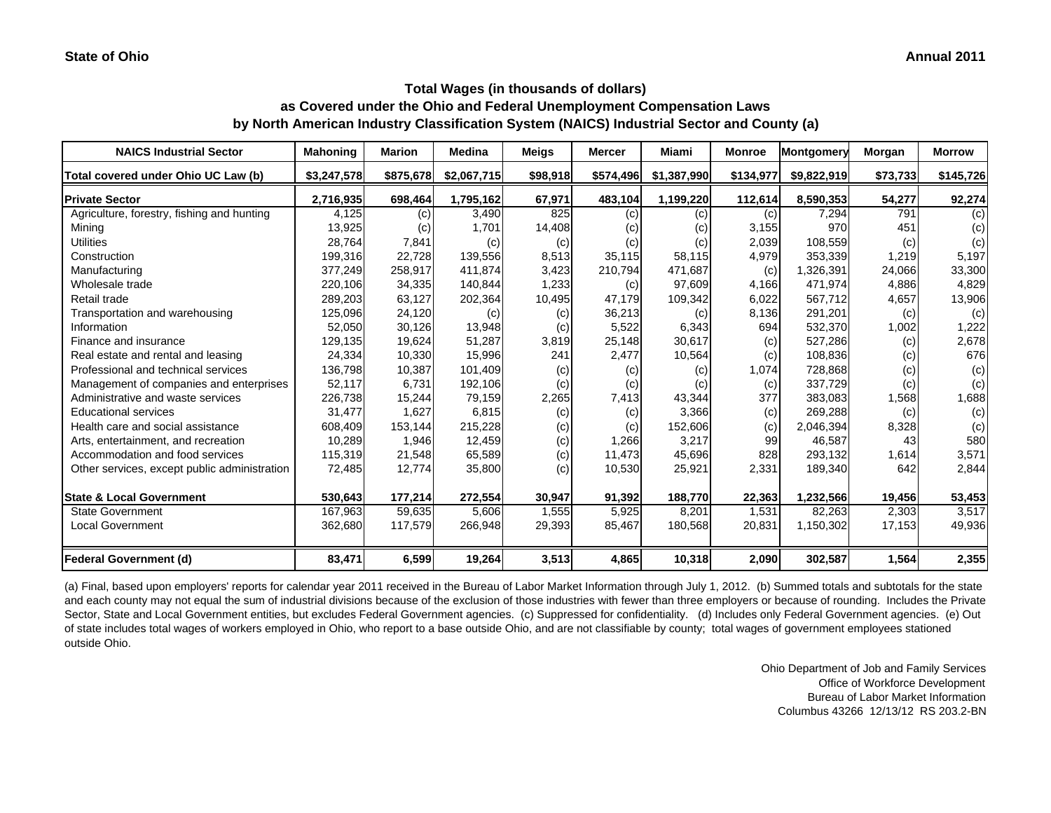**State of Ohio** **Annual 2011**

## Total Wages (in thousands of dollars)
## as Covered under the Ohio and Federal Unemployment Compensation Laws
## by North American Industry Classification System (NAICS) Industrial Sector and County (a)

| NAICS Industrial Sector | Mahoning | Marion | Medina | Meigs | Mercer | Miami | Monroe | Montgomery | Morgan | Morrow |
|---|---|---|---|---|---|---|---|---|---|---|
| **Total covered under Ohio UC Law (b)** | **$3,247,578** | **$875,678** | **$2,067,715** | **$98,918** | **$574,496** | **$1,387,990** | **$134,977** | **$9,822,919** | **$73,733** | **$145,726** |
| **Private Sector** | **2,716,935** | **698,464** | **1,795,162** | **67,971** | **483,104** | **1,199,220** | **112,614** | **8,590,353** | **54,277** | **92,274** |
| Agriculture, forestry, fishing and hunting | 4,125 | (c) | 3,490 | 825 | (c) | (c) | (c) | 7,294 | 791 | (c) |
| Mining | 13,925 | (c) | 1,701 | 14,408 | (c) | (c) | 3,155 | 970 | 451 | (c) |
| Utilities | 28,764 | 7,841 | (c) | (c) | (c) | (c) | 2,039 | 108,559 | (c) | (c) |
| Construction | 199,316 | 22,728 | 139,556 | 8,513 | 35,115 | 58,115 | 4,979 | 353,339 | 1,219 | 5,197 |
| Manufacturing | 377,249 | 258,917 | 411,874 | 3,423 | 210,794 | 471,687 | (c) | 1,326,391 | 24,066 | 33,300 |
| Wholesale trade | 220,106 | 34,335 | 140,844 | 1,233 | (c) | 97,609 | 4,166 | 471,974 | 4,886 | 4,829 |
| Retail trade | 289,203 | 63,127 | 202,364 | 10,495 | 47,179 | 109,342 | 6,022 | 567,712 | 4,657 | 13,906 |
| Transportation and warehousing | 125,096 | 24,120 | (c) | (c) | 36,213 | (c) | 8,136 | 291,201 | (c) | (c) |
| Information | 52,050 | 30,126 | 13,948 | (c) | 5,522 | 6,343 | 694 | 532,370 | 1,002 | 1,222 |
| Finance and insurance | 129,135 | 19,624 | 51,287 | 3,819 | 25,148 | 30,617 | (c) | 527,286 | (c) | 2,678 |
| Real estate and rental and leasing | 24,334 | 10,330 | 15,996 | 241 | 2,477 | 10,564 | (c) | 108,836 | (c) | 676 |
| Professional and technical services | 136,798 | 10,387 | 101,409 | (c) | (c) | (c) | 1,074 | 728,868 | (c) | (c) |
| Management of companies and enterprises | 52,117 | 6,731 | 192,106 | (c) | (c) | (c) | (c) | 337,729 | (c) | (c) |
| Administrative and waste services | 226,738 | 15,244 | 79,159 | 2,265 | 7,413 | 43,344 | 377 | 383,083 | 1,568 | 1,688 |
| Educational services | 31,477 | 1,627 | 6,815 | (c) | (c) | 3,366 | (c) | 269,288 | (c) | (c) |
| Health care and social assistance | 608,409 | 153,144 | 215,228 | (c) | (c) | 152,606 | (c) | 2,046,394 | 8,328 | (c) |
| Arts, entertainment, and recreation | 10,289 | 1,946 | 12,459 | (c) | 1,266 | 3,217 | 99 | 46,587 | 43 | 580 |
| Accommodation and food services | 115,319 | 21,548 | 65,589 | (c) | 11,473 | 45,696 | 828 | 293,132 | 1,614 | 3,571 |
| Other services, except public administration | 72,485 | 12,774 | 35,800 | (c) | 10,530 | 25,921 | 2,331 | 189,340 | 642 | 2,844 |
| **State & Local Government** | **530,643** | **177,214** | **272,554** | **30,947** | **91,392** | **188,770** | **22,363** | **1,232,566** | **19,456** | **53,453** |
| State Government | 167,963 | 59,635 | 5,606 | 1,555 | 5,925 | 8,201 | 1,531 | 82,263 | 2,303 | 3,517 |
| Local Government | 362,680 | 117,579 | 266,948 | 29,393 | 85,467 | 180,568 | 20,831 | 1,150,302 | 17,153 | 49,936 |
| **Federal Government (d)** | **83,471** | **6,599** | **19,264** | **3,513** | **4,865** | **10,318** | **2,090** | **302,587** | **1,564** | **2,355** |

(a) Final, based upon employers' reports for calendar year 2011 received in the Bureau of Labor Market Information through July 1, 2012. (b) Summed totals and subtotals for the state and each county may not equal the sum of industrial divisions because of the exclusion of those industries with fewer than three employers or because of rounding. Includes the Private Sector, State and Local Government entities, but excludes Federal Government agencies. (c) Suppressed for confidentiality. (d) Includes only Federal Government agencies. (e) Out of state includes total wages of workers employed in Ohio, who report to a base outside Ohio, and are not classifiable by county; total wages of government employees stationed outside Ohio.

Ohio Department of Job and Family Services
Office of Workforce Development
Bureau of Labor Market Information
Columbus 43266 12/13/12 RS 203.2-BN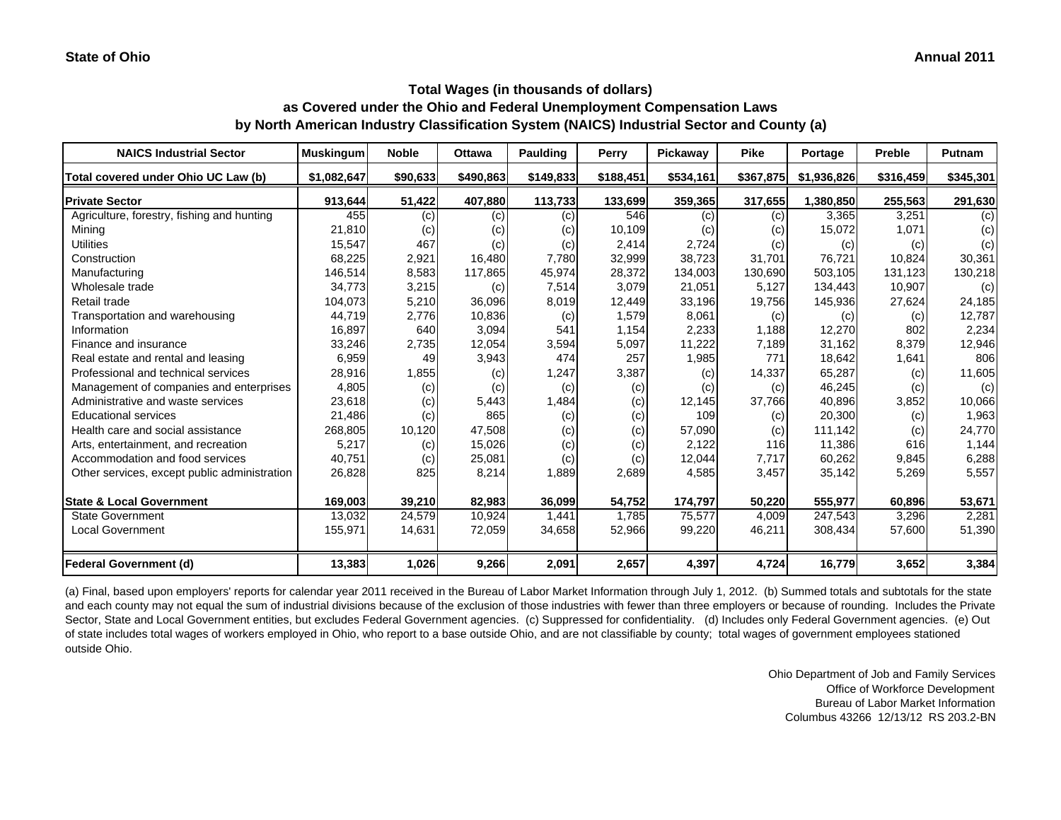**State of Ohio** **Annual 2011**

## Total Wages (in thousands of dollars)
## as Covered under the Ohio and Federal Unemployment Compensation Laws
## by North American Industry Classification System (NAICS) Industrial Sector and County (a)

| NAICS Industrial Sector | Muskingum | Noble | Ottawa | Paulding | Perry | Pickaway | Pike | Portage | Preble | Putnam |
|---|---|---|---|---|---|---|---|---|---|---|
| **Total covered under Ohio UC Law (b)** | **$1,082,647** | **$90,633** | **$490,863** | **$149,833** | **$188,451** | **$534,161** | **$367,875** | **$1,936,826** | **$316,459** | **$345,301** |
| **Private Sector** | **913,644** | **51,422** | **407,880** | **113,733** | **133,699** | **359,365** | **317,655** | **1,380,850** | **255,563** | **291,630** |
| Agriculture, forestry, fishing and hunting | 455 | (c) | (c) | (c) | 546 | (c) | (c) | 3,365 | 3,251 | (c) |
| Mining | 21,810 | (c) | (c) | (c) | 10,109 | (c) | (c) | 15,072 | 1,071 | (c) |
| Utilities | 15,547 | 467 | (c) | (c) | 2,414 | 2,724 | (c) | (c) | (c) | (c) |
| Construction | 68,225 | 2,921 | 16,480 | 7,780 | 32,999 | 38,723 | 31,701 | 76,721 | 10,824 | 30,361 |
| Manufacturing | 146,514 | 8,583 | 117,865 | 45,974 | 28,372 | 134,003 | 130,690 | 503,105 | 131,123 | 130,218 |
| Wholesale trade | 34,773 | 3,215 | (c) | 7,514 | 3,079 | 21,051 | 5,127 | 134,443 | 10,907 | (c) |
| Retail trade | 104,073 | 5,210 | 36,096 | 8,019 | 12,449 | 33,196 | 19,756 | 145,936 | 27,624 | 24,185 |
| Transportation and warehousing | 44,719 | 2,776 | 10,836 | (c) | 1,579 | 8,061 | (c) | (c) | (c) | 12,787 |
| Information | 16,897 | 640 | 3,094 | 541 | 1,154 | 2,233 | 1,188 | 12,270 | 802 | 2,234 |
| Finance and insurance | 33,246 | 2,735 | 12,054 | 3,594 | 5,097 | 11,222 | 7,189 | 31,162 | 8,379 | 12,946 |
| Real estate and rental and leasing | 6,959 | 49 | 3,943 | 474 | 257 | 1,985 | 771 | 18,642 | 1,641 | 806 |
| Professional and technical services | 28,916 | 1,855 | (c) | 1,247 | 3,387 | (c) | 14,337 | 65,287 | (c) | 11,605 |
| Management of companies and enterprises | 4,805 | (c) | (c) | (c) | (c) | (c) | (c) | 46,245 | (c) | (c) |
| Administrative and waste services | 23,618 | (c) | 5,443 | 1,484 | (c) | 12,145 | 37,766 | 40,896 | 3,852 | 10,066 |
| Educational services | 21,486 | (c) | 865 | (c) | (c) | 109 | (c) | 20,300 | (c) | 1,963 |
| Health care and social assistance | 268,805 | 10,120 | 47,508 | (c) | (c) | 57,090 | (c) | 111,142 | (c) | 24,770 |
| Arts, entertainment, and recreation | 5,217 | (c) | 15,026 | (c) | (c) | 2,122 | 116 | 11,386 | 616 | 1,144 |
| Accommodation and food services | 40,751 | (c) | 25,081 | (c) | (c) | 12,044 | 7,717 | 60,262 | 9,845 | 6,288 |
| Other services, except public administration | 26,828 | 825 | 8,214 | 1,889 | 2,689 | 4,585 | 3,457 | 35,142 | 5,269 | 5,557 |
| **State & Local Government** | **169,003** | **39,210** | **82,983** | **36,099** | **54,752** | **174,797** | **50,220** | **555,977** | **60,896** | **53,671** |
| State Government | 13,032 | 24,579 | 10,924 | 1,441 | 1,785 | 75,577 | 4,009 | 247,543 | 3,296 | 2,281 |
| Local Government | 155,971 | 14,631 | 72,059 | 34,658 | 52,966 | 99,220 | 46,211 | 308,434 | 57,600 | 51,390 |
| **Federal Government (d)** | **13,383** | **1,026** | **9,266** | **2,091** | **2,657** | **4,397** | **4,724** | **16,779** | **3,652** | **3,384** |

(a) Final, based upon employers' reports for calendar year 2011 received in the Bureau of Labor Market Information through July 1, 2012. (b) Summed totals and subtotals for the state and each county may not equal the sum of industrial divisions because of the exclusion of those industries with fewer than three employers or because of rounding. Includes the Private Sector, State and Local Government entities, but excludes Federal Government agencies. (c) Suppressed for confidentiality. (d) Includes only Federal Government agencies. (e) Out of state includes total wages of workers employed in Ohio, who report to a base outside Ohio, and are not classifiable by county; total wages of government employees stationed outside Ohio.

Ohio Department of Job and Family Services
Office of Workforce Development
Bureau of Labor Market Information
Columbus 43266 12/13/12 RS 203.2-BN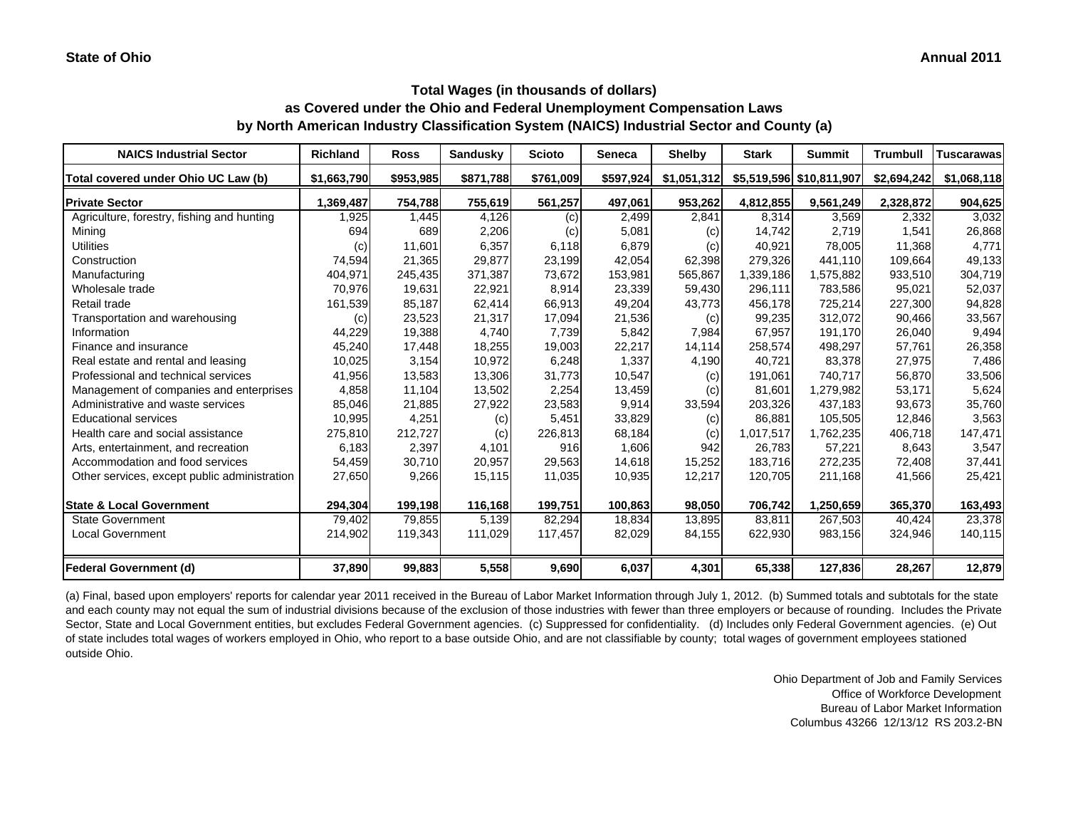State of Ohio

Annual 2011

# Total Wages (in thousands of dollars)
## as Covered under the Ohio and Federal Unemployment Compensation Laws
## by North American Industry Classification System (NAICS) Industrial Sector and County (a)

| NAICS Industrial Sector | Richland | Ross | Sandusky | Scioto | Seneca | Shelby | Stark | Summit | Trumbull | Tuscarawas |
|---|---|---|---|---|---|---|---|---|---|---|
| Total covered under Ohio UC Law (b) | $1,663,790 | $953,985 | $871,788 | $761,009 | $597,924 | $1,051,312 | $5,519,596 | $10,811,907 | $2,694,242 | $1,068,118 |
| **Private Sector** | **1,369,487** | **754,788** | **755,619** | **561,257** | **497,061** | **953,262** | **4,812,855** | **9,561,249** | **2,328,872** | **904,625** |
| Agriculture, forestry, fishing and hunting | 1,925 | 1,445 | 4,126 | (c) | 2,499 | 2,841 | 8,314 | 3,569 | 2,332 | 3,032 |
| Mining | 694 | 689 | 2,206 | (c) | 5,081 | (c) | 14,742 | 2,719 | 1,541 | 26,868 |
| Utilities | (c) | 11,601 | 6,357 | 6,118 | 6,879 | (c) | 40,921 | 78,005 | 11,368 | 4,771 |
| Construction | 74,594 | 21,365 | 29,877 | 23,199 | 42,054 | 62,398 | 279,326 | 441,110 | 109,664 | 49,133 |
| Manufacturing | 404,971 | 245,435 | 371,387 | 73,672 | 153,981 | 565,867 | 1,339,186 | 1,575,882 | 933,510 | 304,719 |
| Wholesale trade | 70,976 | 19,631 | 22,921 | 8,914 | 23,339 | 59,430 | 296,111 | 783,586 | 95,021 | 52,037 |
| Retail trade | 161,539 | 85,187 | 62,414 | 66,913 | 49,204 | 43,773 | 456,178 | 725,214 | 227,300 | 94,828 |
| Transportation and warehousing | (c) | 23,523 | 21,317 | 17,094 | 21,536 | (c) | 99,235 | 312,072 | 90,466 | 33,567 |
| Information | 44,229 | 19,388 | 4,740 | 7,739 | 5,842 | 7,984 | 67,957 | 191,170 | 26,040 | 9,494 |
| Finance and insurance | 45,240 | 17,448 | 18,255 | 19,003 | 22,217 | 14,114 | 258,574 | 498,297 | 57,761 | 26,358 |
| Real estate and rental and leasing | 10,025 | 3,154 | 10,972 | 6,248 | 1,337 | 4,190 | 40,721 | 83,378 | 27,975 | 7,486 |
| Professional and technical services | 41,956 | 13,583 | 13,306 | 31,773 | 10,547 | (c) | 191,061 | 740,717 | 56,870 | 33,506 |
| Management of companies and enterprises | 4,858 | 11,104 | 13,502 | 2,254 | 13,459 | (c) | 81,601 | 1,279,982 | 53,171 | 5,624 |
| Administrative and waste services | 85,046 | 21,885 | 27,922 | 23,583 | 9,914 | 33,594 | 203,326 | 437,183 | 93,673 | 35,760 |
| Educational services | 10,995 | 4,251 | (c) | 5,451 | 33,829 | (c) | 86,881 | 105,505 | 12,846 | 3,563 |
| Health care and social assistance | 275,810 | 212,727 | (c) | 226,813 | 68,184 | (c) | 1,017,517 | 1,762,235 | 406,718 | 147,471 |
| Arts, entertainment, and recreation | 6,183 | 2,397 | 4,101 | 916 | 1,606 | 942 | 26,783 | 57,221 | 8,643 | 3,547 |
| Accommodation and food services | 54,459 | 30,710 | 20,957 | 29,563 | 14,618 | 15,252 | 183,716 | 272,235 | 72,408 | 37,441 |
| Other services, except public administration | 27,650 | 9,266 | 15,115 | 11,035 | 10,935 | 12,217 | 120,705 | 211,168 | 41,566 | 25,421 |
| **State & Local Government** | **294,304** | **199,198** | **116,168** | **199,751** | **100,863** | **98,050** | **706,742** | **1,250,659** | **365,370** | **163,493** |
| State Government | 79,402 | 79,855 | 5,139 | 82,294 | 18,834 | 13,895 | 83,811 | 267,503 | 40,424 | 23,378 |
| Local Government | 214,902 | 119,343 | 111,029 | 117,457 | 82,029 | 84,155 | 622,930 | 983,156 | 324,946 | 140,115 |
| **Federal Government (d)** | **37,890** | **99,883** | **5,558** | **9,690** | **6,037** | **4,301** | **65,338** | **127,836** | **28,267** | **12,879** |

(a) Final, based upon employers' reports for calendar year 2011 received in the Bureau of Labor Market Information through July 1, 2012. (b) Summed totals and subtotals for the state and each county may not equal the sum of industrial divisions because of the exclusion of those industries with fewer than three employers or because of rounding. Includes the Private Sector, State and Local Government entities, but excludes Federal Government agencies. (c) Suppressed for confidentiality. (d) Includes only Federal Government agencies. (e) Out of state includes total wages of workers employed in Ohio, who report to a base outside Ohio, and are not classifiable by county; total wages of government employees stationed outside Ohio.

Ohio Department of Job and Family Services
Office of Workforce Development
Bureau of Labor Market Information
Columbus 43266 12/13/12 RS 203.2-BN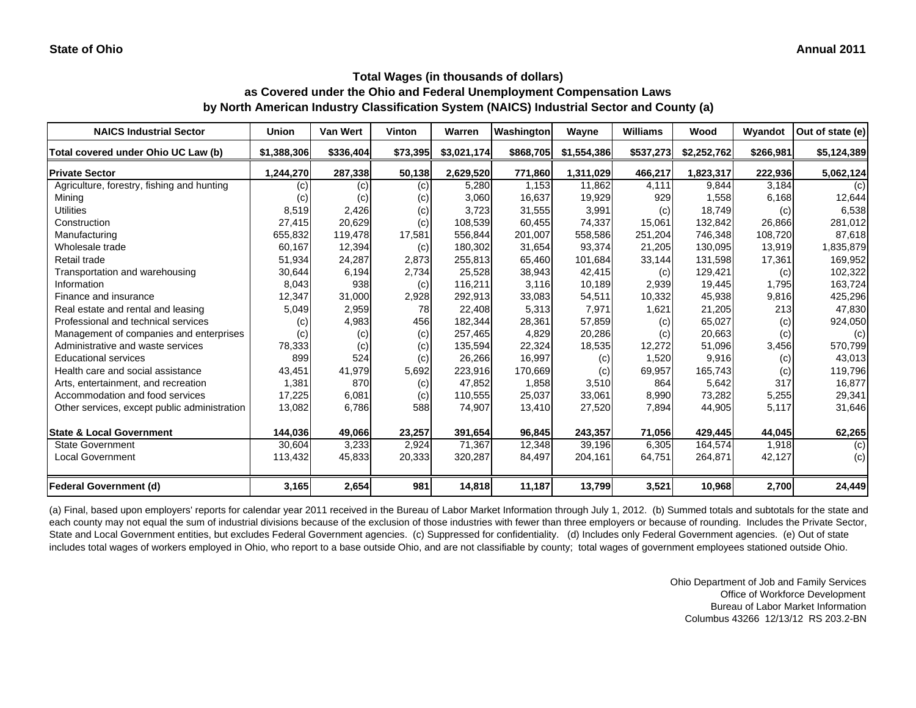**State of Ohio** **Annual 2011**

### Total Wages (in thousands of dollars)
### as Covered under the Ohio and Federal Unemployment Compensation Laws
### by North American Industry Classification System (NAICS) Industrial Sector and County (a)

| NAICS Industrial Sector | Union | Van Wert | Vinton | Warren | Washington | Wayne | Williams | Wood | Wyandot | Out of state (e) |
|---|---|---|---|---|---|---|---|---|---|---|
| Total covered under Ohio UC Law (b) | $1,388,306 | $336,404 | $73,395 | $3,021,174 | $868,705 | $1,554,386 | $537,273 | $2,252,762 | $266,981 | $5,124,389 |
| **Private Sector** | **1,244,270** | **287,338** | **50,138** | **2,629,520** | **771,860** | **1,311,029** | **466,217** | **1,823,317** | **222,936** | **5,062,124** |
| Agriculture, forestry, fishing and hunting | (c) | (c) | (c) | 5,280 | 1,153 | 11,862 | 4,111 | 9,844 | 3,184 | (c) |
| Mining | (c) | (c) | (c) | 3,060 | 16,637 | 19,929 | 929 | 1,558 | 6,168 | 12,644 |
| Utilities | 8,519 | 2,426 | (c) | 3,723 | 31,555 | 3,991 | (c) | 18,749 | (c) | 6,538 |
| Construction | 27,415 | 20,629 | (c) | 108,539 | 60,455 | 74,337 | 15,061 | 132,842 | 26,866 | 281,012 |
| Manufacturing | 655,832 | 119,478 | 17,581 | 556,844 | 201,007 | 558,586 | 251,204 | 746,348 | 108,720 | 87,618 |
| Wholesale trade | 60,167 | 12,394 | (c) | 180,302 | 31,654 | 93,374 | 21,205 | 130,095 | 13,919 | 1,835,879 |
| Retail trade | 51,934 | 24,287 | 2,873 | 255,813 | 65,460 | 101,684 | 33,144 | 131,598 | 17,361 | 169,952 |
| Transportation and warehousing | 30,644 | 6,194 | 2,734 | 25,528 | 38,943 | 42,415 | (c) | 129,421 | (c) | 102,322 |
| Information | 8,043 | 938 | (c) | 116,211 | 3,116 | 10,189 | 2,939 | 19,445 | 1,795 | 163,724 |
| Finance and insurance | 12,347 | 31,000 | 2,928 | 292,913 | 33,083 | 54,511 | 10,332 | 45,938 | 9,816 | 425,296 |
| Real estate and rental and leasing | 5,049 | 2,959 | 78 | 22,408 | 5,313 | 7,971 | 1,621 | 21,205 | 213 | 47,830 |
| Professional and technical services | (c) | 4,983 | 456 | 182,344 | 28,361 | 57,859 | (c) | 65,027 | (c) | 924,050 |
| Management of companies and enterprises | (c) | (c) | (c) | 257,465 | 4,829 | 20,286 | (c) | 20,663 | (c) | (c) |
| Administrative and waste services | 78,333 | (c) | (c) | 135,594 | 22,324 | 18,535 | 12,272 | 51,096 | 3,456 | 570,799 |
| Educational services | 899 | 524 | (c) | 26,266 | 16,997 | (c) | 1,520 | 9,916 | (c) | 43,013 |
| Health care and social assistance | 43,451 | 41,979 | 5,692 | 223,916 | 170,669 | (c) | 69,957 | 165,743 | (c) | 119,796 |
| Arts, entertainment, and recreation | 1,381 | 870 | (c) | 47,852 | 1,858 | 3,510 | 864 | 5,642 | 317 | 16,877 |
| Accommodation and food services | 17,225 | 6,081 | (c) | 110,555 | 25,037 | 33,061 | 8,990 | 73,282 | 5,255 | 29,341 |
| Other services, except public administration | 13,082 | 6,786 | 588 | 74,907 | 13,410 | 27,520 | 7,894 | 44,905 | 5,117 | 31,646 |
| **State & Local Government** | **144,036** | **49,066** | **23,257** | **391,654** | **96,845** | **243,357** | **71,056** | **429,445** | **44,045** | **62,265** |
| State Government | 30,604 | 3,233 | 2,924 | 71,367 | 12,348 | 39,196 | 6,305 | 164,574 | 1,918 | (c) |
| Local Government | 113,432 | 45,833 | 20,333 | 320,287 | 84,497 | 204,161 | 64,751 | 264,871 | 42,127 | (c) |
| **Federal Government (d)** | **3,165** | **2,654** | **981** | **14,818** | **11,187** | **13,799** | **3,521** | **10,968** | **2,700** | **24,449** |

(a) Final, based upon employers' reports for calendar year 2011 received in the Bureau of Labor Market Information through July 1, 2012. (b) Summed totals and subtotals for the state and each county may not equal the sum of industrial divisions because of the exclusion of those industries with fewer than three employers or because of rounding. Includes the Private Sector, State and Local Government entities, but excludes Federal Government agencies. (c) Suppressed for confidentiality. (d) Includes only Federal Government agencies. (e) Out of state includes total wages of workers employed in Ohio, who report to a base outside Ohio, and are not classifiable by county; total wages of government employees stationed outside Ohio.

Ohio Department of Job and Family Services
Office of Workforce Development
Bureau of Labor Market Information
Columbus 43266 12/13/12 RS 203.2-BN